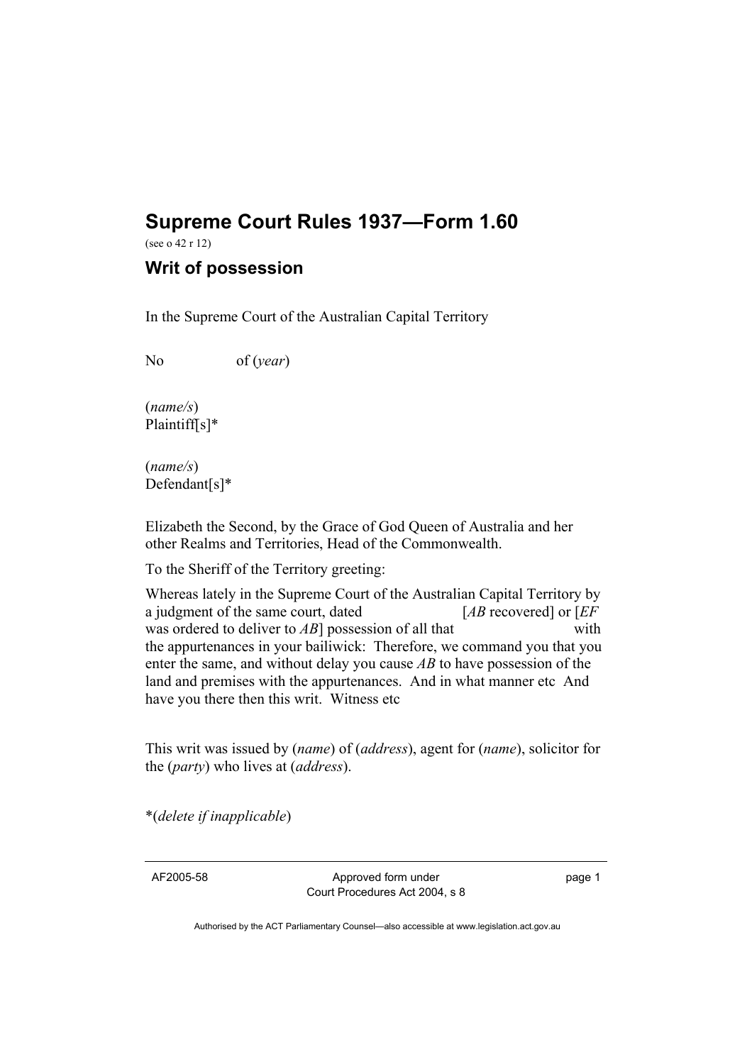# Supreme Court Rules 1937—Form 1.60

(see o 42 r 12)

## Writ of possession

In the Supreme Court of the Australian Capital Territory

No of (*year*)

(*name/s*)
Plaintiff[s]*

(*name/s*)
Defendant[s]*

Elizabeth the Second, by the Grace of God Queen of Australia and her other Realms and Territories, Head of the Commonwealth.

To the Sheriff of the Territory greeting:

Whereas lately in the Supreme Court of the Australian Capital Territory by a judgment of the same court, dated [*AB* recovered] or [*EF* was ordered to deliver to *AB*] possession of all that with the appurtenances in your bailiwick: Therefore, we command you that you enter the same, and without delay you cause *AB* to have possession of the land and premises with the appurtenances. And in what manner etc And have you there then this writ. Witness etc

This writ was issued by (*name*) of (*address*), agent for (*name*), solicitor for the (*party*) who lives at (*address*).

*(*delete if inapplicable*)

AF2005-58 Approved form under Court Procedures Act 2004, s 8

Authorised by the ACT Parliamentary Counsel—also accessible at www.legislation.act.gov.au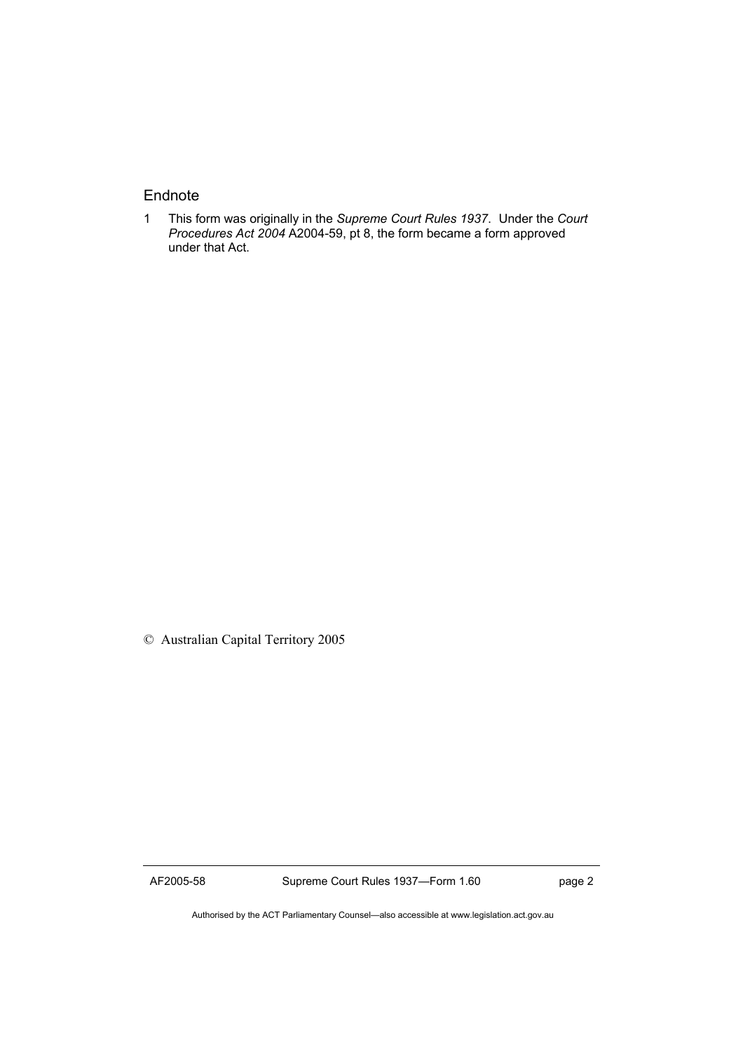## Endnote

1 This form was originally in the *Supreme Court Rules 1937*. Under the *Court Procedures Act 2004* A2004-59, pt 8, the form became a form approved under that Act.

© Australian Capital Territory 2005